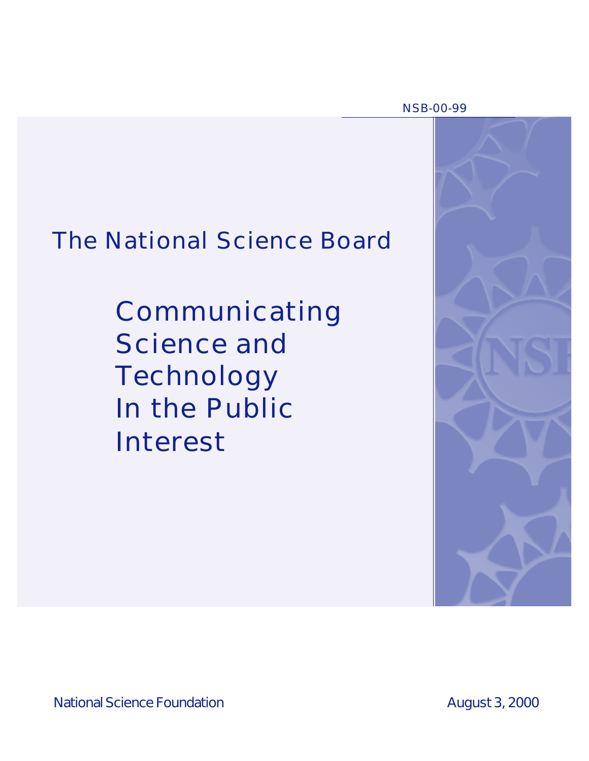NSB-00-99

# The National Science Board

## Communicating Science and Technology In the Public Interest

National Science Foundation

August 3, 2000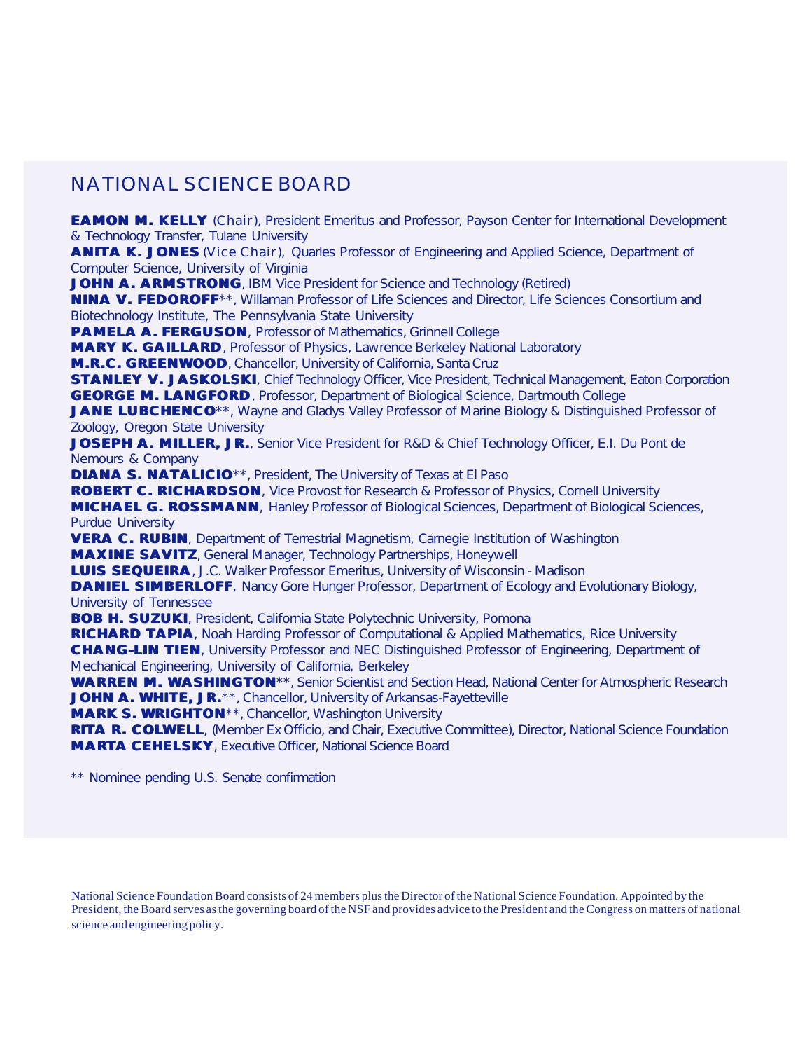## NATIONAL SCIENCE BOARD

**EAMON M. KELLY** (Chair), President Emeritus and Professor, Payson Center for International Development & Technology Transfer, Tulane University

**ANITA K. JONES** (Vice Chair), Quarles Professor of Engineering and Applied Science, Department of Computer Science, University of Virginia

**JOHN A. ARMSTRONG**, IBM Vice President for Science and Technology (Retired)

**NINA V. FEDOROFF****, Willaman Professor of Life Sciences and Director, Life Sciences Consortium and Biotechnology Institute, The Pennsylvania State University

**PAMELA A. FERGUSON**, Professor of Mathematics, Grinnell College

**MARY K. GAILLARD**, Professor of Physics, Lawrence Berkeley National Laboratory

**M.R.C. GREENWOOD**, Chancellor, University of California, Santa Cruz

**STANLEY V. JASKOLSKI**, Chief Technology Officer, Vice President, Technical Management, Eaton Corporation

**GEORGE M. LANGFORD**, Professor, Department of Biological Science, Dartmouth College

**JANE LUBCHENCO****, Wayne and Gladys Valley Professor of Marine Biology & Distinguished Professor of Zoology, Oregon State University

**JOSEPH A. MILLER, JR.**, Senior Vice President for R&D & Chief Technology Officer, E.I. Du Pont de Nemours & Company

**DIANA S. NATALICIO****, President, The University of Texas at El Paso

**ROBERT C. RICHARDSON**, Vice Provost for Research & Professor of Physics, Cornell University

**MICHAEL G. ROSSMANN**, Hanley Professor of Biological Sciences, Department of Biological Sciences, Purdue University

**VERA C. RUBIN**, Department of Terrestrial Magnetism, Carnegie Institution of Washington

**MAXINE SAVITZ**, General Manager, Technology Partnerships, Honeywell

**LUIS SEQUEIRA**, J.C. Walker Professor Emeritus, University of Wisconsin - Madison

**DANIEL SIMBERLOFF**, Nancy Gore Hunger Professor, Department of Ecology and Evolutionary Biology, University of Tennessee

**BOB H. SUZUKI**, President, California State Polytechnic University, Pomona

**RICHARD TAPIA**, Noah Harding Professor of Computational & Applied Mathematics, Rice University

**CHANG-LIN TIEN**, University Professor and NEC Distinguished Professor of Engineering, Department of Mechanical Engineering, University of California, Berkeley

**WARREN M. WASHINGTON****, Senior Scientist and Section Head, National Center for Atmospheric Research

**JOHN A. WHITE, JR.****, Chancellor, University of Arkansas-Fayetteville

**MARK S. WRIGHTON****, Chancellor, Washington University

**RITA R. COLWELL**, (Member Ex Officio, and Chair, Executive Committee), Director, National Science Foundation

**MARTA CEHELSKY**, Executive Officer, National Science Board

** Nominee pending U.S. Senate confirmation

National Science Foundation Board consists of 24 members plus the Director of the National Science Foundation. Appointed by the President, the Board serves as the governing board of the NSF and provides advice to the President and the Congress on matters of national science and engineering policy.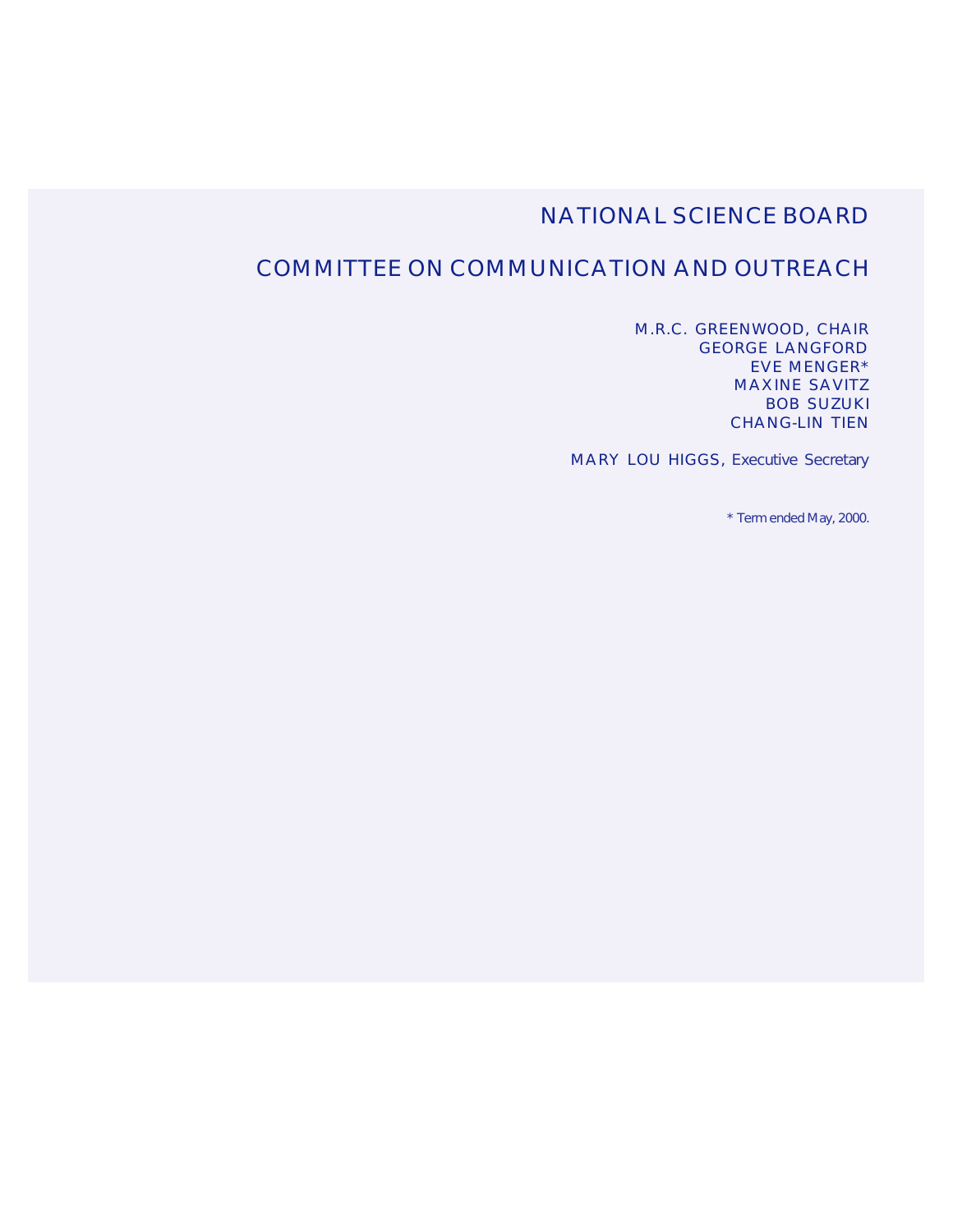# NATIONAL SCIENCE BOARD

## COMMITTEE ON COMMUNICATION AND OUTREACH

M.R.C. GREENWOOD, CHAIR
GEORGE LANGFORD
EVE MENGER*
MAXINE SAVITZ
BOB SUZUKI
CHANG-LIN TIEN

MARY LOU HIGGS, Executive Secretary

* Term ended May, 2000.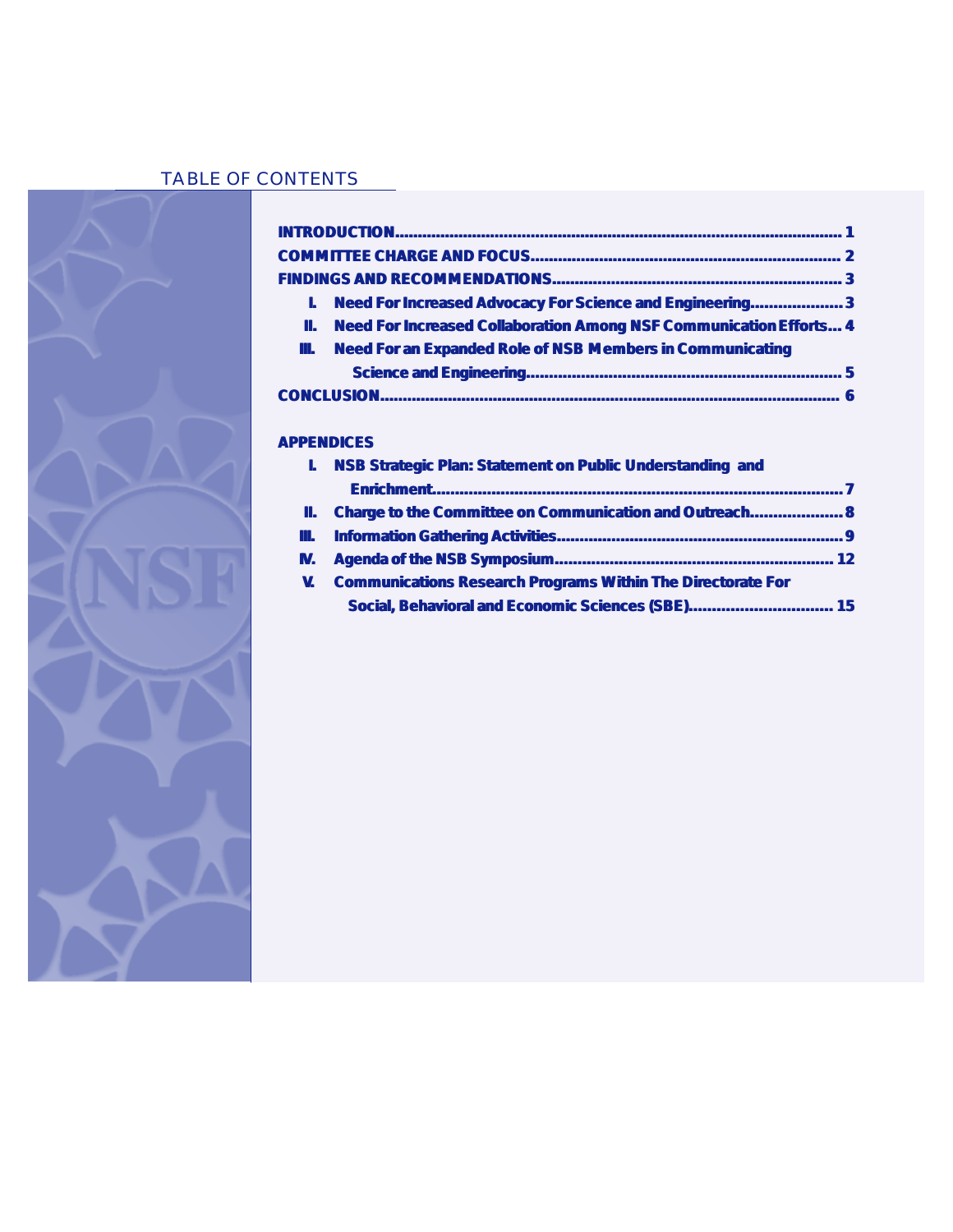## TABLE OF CONTENTS

**INTRODUCTION** .......... 1

**COMMITTEE CHARGE AND FOCUS** .......... 2

**FINDINGS AND RECOMMENDATIONS** .......... 3

- **I. Need For Increased Advocacy For Science and Engineering** .......... 3
- **II. Need For Increased Collaboration Among NSF Communication Efforts** .......... 4
- **III. Need For an Expanded Role of NSB Members in Communicating Science and Engineering** .......... 5

**CONCLUSION** .......... 6

**APPENDICES**

- **I. NSB Strategic Plan: Statement on Public Understanding and Enrichment** .......... 7
- **II. Charge to the Committee on Communication and Outreach** .......... 8
- **III. Information Gathering Activities** .......... 9
- **IV. Agenda of the NSB Symposium** .......... 12
- **V. Communications Research Programs Within The Directorate For Social, Behavioral and Economic Sciences (SBE)** .......... 15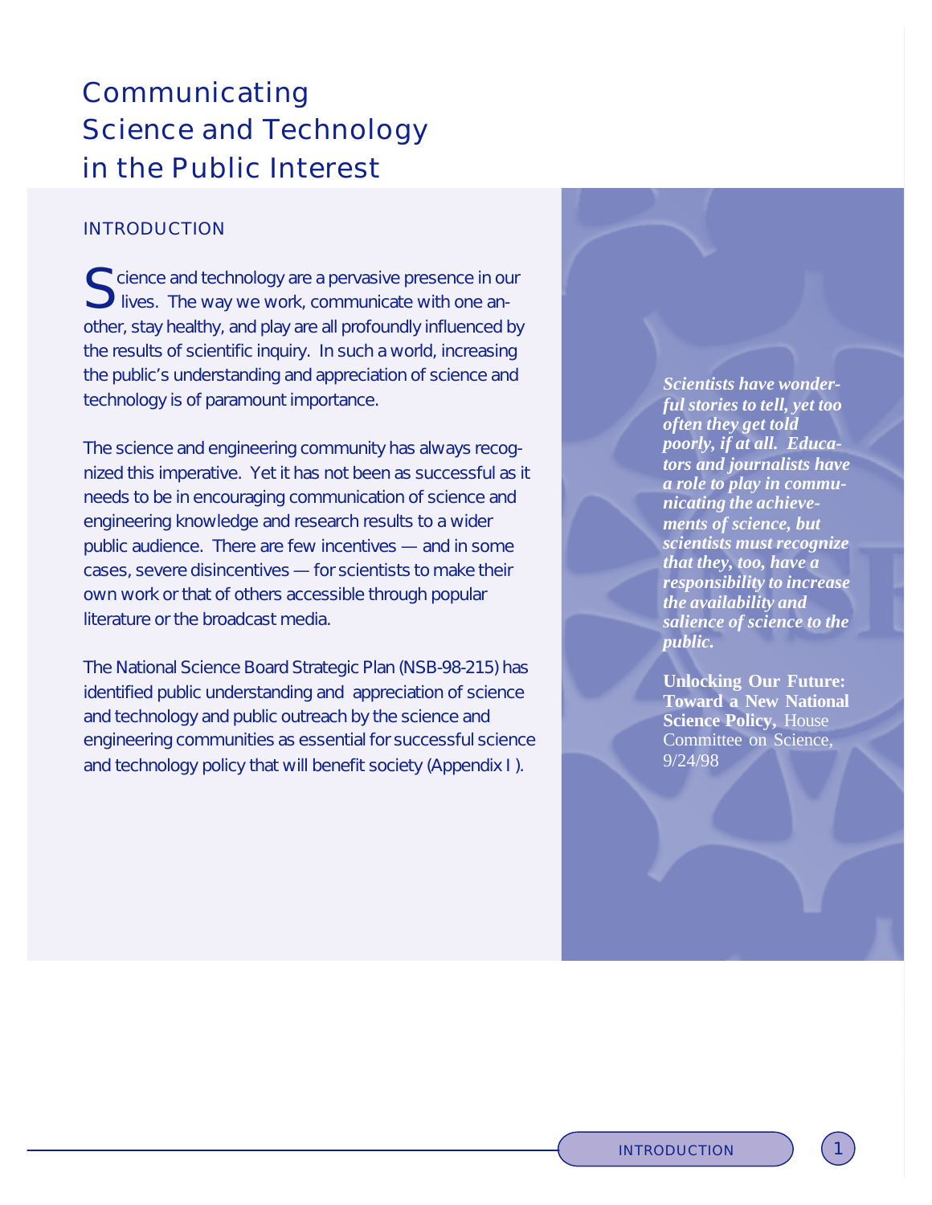# Communicating Science and Technology in the Public Interest

## INTRODUCTION

Science and technology are a pervasive presence in our lives. The way we work, communicate with one another, stay healthy, and play are all profoundly influenced by the results of scientific inquiry. In such a world, increasing the public's understanding and appreciation of science and technology is of paramount importance.

The science and engineering community has always recognized this imperative. Yet it has not been as successful as it needs to be in encouraging communication of science and engineering knowledge and research results to a wider public audience. There are few incentives — and in some cases, severe disincentives — for scientists to make their own work or that of others accessible through popular literature or the broadcast media.

The National Science Board Strategic Plan (NSB-98-215) has identified public understanding and appreciation of science and technology and public outreach by the science and engineering communities as essential for successful science and technology policy that will benefit society (Appendix I ).

> ***Scientists have wonderful stories to tell, yet too often they get told poorly, if at all. Educators and journalists have a role to play in communicating the achievements of science, but scientists must recognize that they, too, have a responsibility to increase the availability and salience of science to the public.***
>
> **Unlocking Our Future: Toward a New National Science Policy,** House Committee on Science, 9/24/98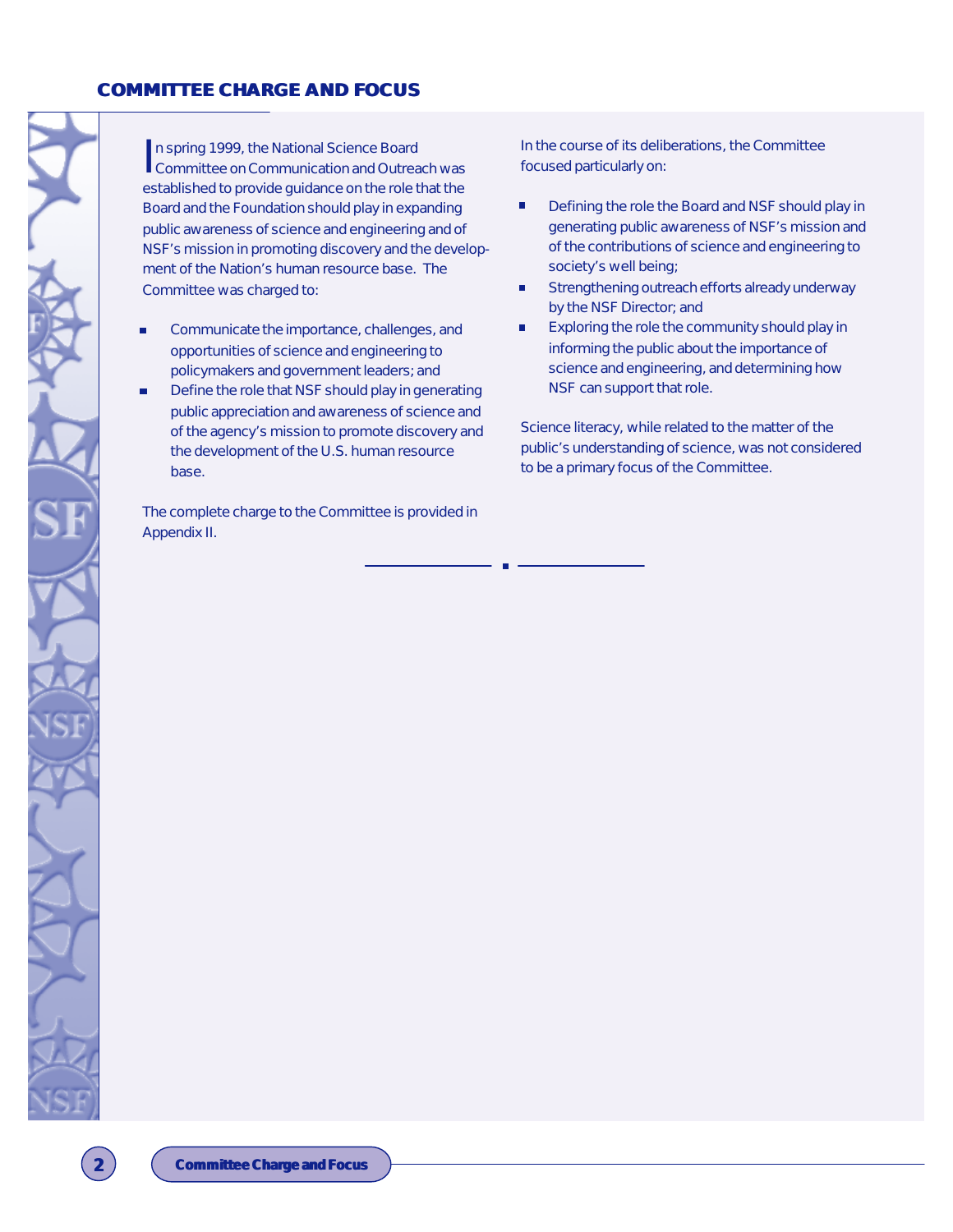## COMMITTEE CHARGE AND FOCUS

In spring 1999, the National Science Board Committee on Communication and Outreach was established to provide guidance on the role that the Board and the Foundation should play in expanding public awareness of science and engineering and of NSF's mission in promoting discovery and the development of the Nation's human resource base. The Committee was charged to:

- Communicate the importance, challenges, and opportunities of science and engineering to policymakers and government leaders; and
- Define the role that NSF should play in generating public appreciation and awareness of science and of the agency's mission to promote discovery and the development of the U.S. human resource base.

The complete charge to the Committee is provided in Appendix II.

In the course of its deliberations, the Committee focused particularly on:

- Defining the role the Board and NSF should play in generating public awareness of NSF's mission and of the contributions of science and engineering to society's well being;
- Strengthening outreach efforts already underway by the NSF Director; and
- Exploring the role the community should play in informing the public about the importance of science and engineering, and determining how NSF can support that role.

Science literacy, while related to the matter of the public's understanding of science, was not considered to be a primary focus of the Committee.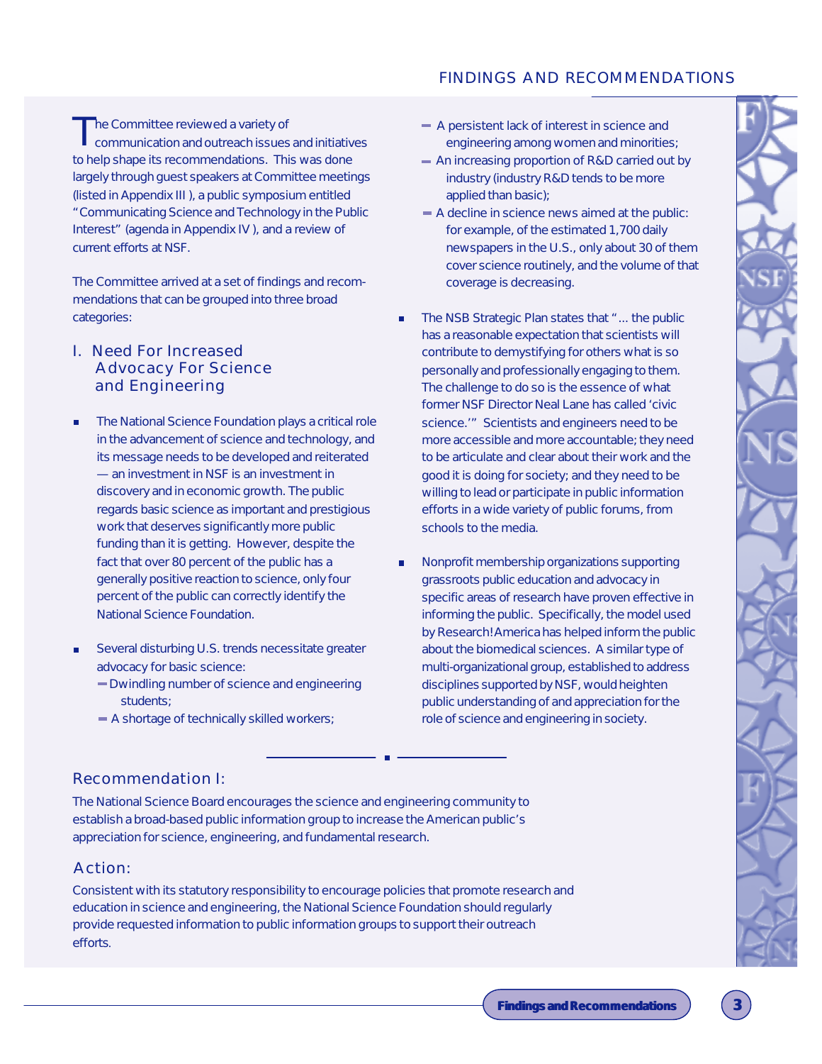The Committee reviewed a variety of communication and outreach issues and initiatives to help shape its recommendations. This was done largely through guest speakers at Committee meetings (listed in Appendix III ), a public symposium entitled "Communicating Science and Technology in the Public Interest" (agenda in Appendix IV ), and a review of current efforts at NSF.

The Committee arrived at a set of findings and recommendations that can be grouped into three broad categories:

## I. Need For Increased Advocacy For Science and Engineering

- The National Science Foundation plays a critical role in the advancement of science and technology, and its message needs to be developed and reiterated — an investment in NSF is an investment in discovery and in economic growth. The public regards basic science as important and prestigious work that deserves significantly more public funding than it is getting. However, despite the fact that over 80 percent of the public has a generally positive reaction to science, only four percent of the public can correctly identify the National Science Foundation.

- Several disturbing U.S. trends necessitate greater advocacy for basic science:
  - Dwindling number of science and engineering students;
  - A shortage of technically skilled workers;
  - A persistent lack of interest in science and engineering among women and minorities;
  - An increasing proportion of R&D carried out by industry (industry R&D tends to be more applied than basic);
  - A decline in science news aimed at the public: for example, of the estimated 1,700 daily newspapers in the U.S., only about 30 of them cover science routinely, and the volume of that coverage is decreasing.

- The NSB Strategic Plan states that "... the public has a reasonable expectation that scientists will contribute to demystifying for others what is so personally and professionally engaging to them. The challenge to do so is the essence of what former NSF Director Neal Lane has called 'civic science.'" Scientists and engineers need to be more accessible and more accountable; they need to be articulate and clear about their work and the good it is doing for society; and they need to be willing to lead or participate in public information efforts in a wide variety of public forums, from schools to the media.

- Nonprofit membership organizations supporting grassroots public education and advocacy in specific areas of research have proven effective in informing the public. Specifically, the model used by Research!America has helped inform the public about the biomedical sciences. A similar type of multi-organizational group, established to address disciplines supported by NSF, would heighten public understanding of and appreciation for the role of science and engineering in society.

### Recommendation I:

The National Science Board encourages the science and engineering community to establish a broad-based public information group to increase the American public's appreciation for science, engineering, and fundamental research.

### Action:

Consistent with its statutory responsibility to encourage policies that promote research and education in science and engineering, the National Science Foundation should regularly provide requested information to public information groups to support their outreach efforts.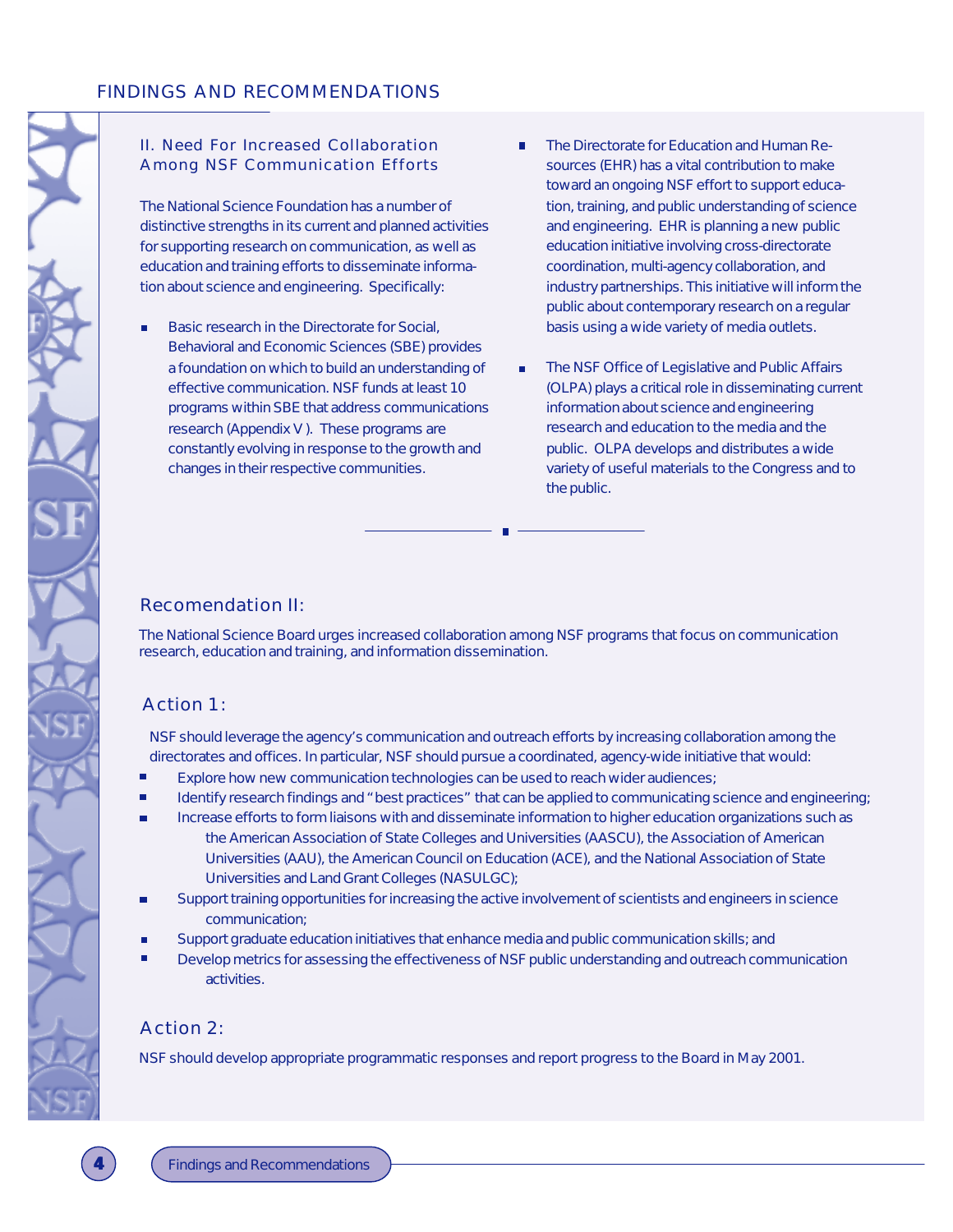## II. Need For Increased Collaboration Among NSF Communication Efforts

The National Science Foundation has a number of distinctive strengths in its current and planned activities for supporting research on communication, as well as education and training efforts to disseminate information about science and engineering. Specifically:

- Basic research in the Directorate for Social, Behavioral and Economic Sciences (SBE) provides a foundation on which to build an understanding of effective communication. NSF funds at least 10 programs within SBE that address communications research (Appendix V). These programs are constantly evolving in response to the growth and changes in their respective communities.
- The Directorate for Education and Human Resources (EHR) has a vital contribution to make toward an ongoing NSF effort to support education, training, and public understanding of science and engineering. EHR is planning a new public education initiative involving cross-directorate coordination, multi-agency collaboration, and industry partnerships. This initiative will inform the public about contemporary research on a regular basis using a wide variety of media outlets.
- The NSF Office of Legislative and Public Affairs (OLPA) plays a critical role in disseminating current information about science and engineering research and education to the media and the public. OLPA develops and distributes a wide variety of useful materials to the Congress and to the public.

## Recomendation II:

The National Science Board urges increased collaboration among NSF programs that focus on communication research, education and training, and information dissemination.

### Action 1:

NSF should leverage the agency's communication and outreach efforts by increasing collaboration among the directorates and offices. In particular, NSF should pursue a coordinated, agency-wide initiative that would:

- Explore how new communication technologies can be used to reach wider audiences;
- Identify research findings and "best practices" that can be applied to communicating science and engineering;
- Increase efforts to form liaisons with and disseminate information to higher education organizations such as the American Association of State Colleges and Universities (AASCU), the Association of American Universities (AAU), the American Council on Education (ACE), and the National Association of State Universities and Land Grant Colleges (NASULGC);
- Support training opportunities for increasing the active involvement of scientists and engineers in science communication;
- Support graduate education initiatives that enhance media and public communication skills; and
- Develop metrics for assessing the effectiveness of NSF public understanding and outreach communication activities.

### Action 2:

NSF should develop appropriate programmatic responses and report progress to the Board in May 2001.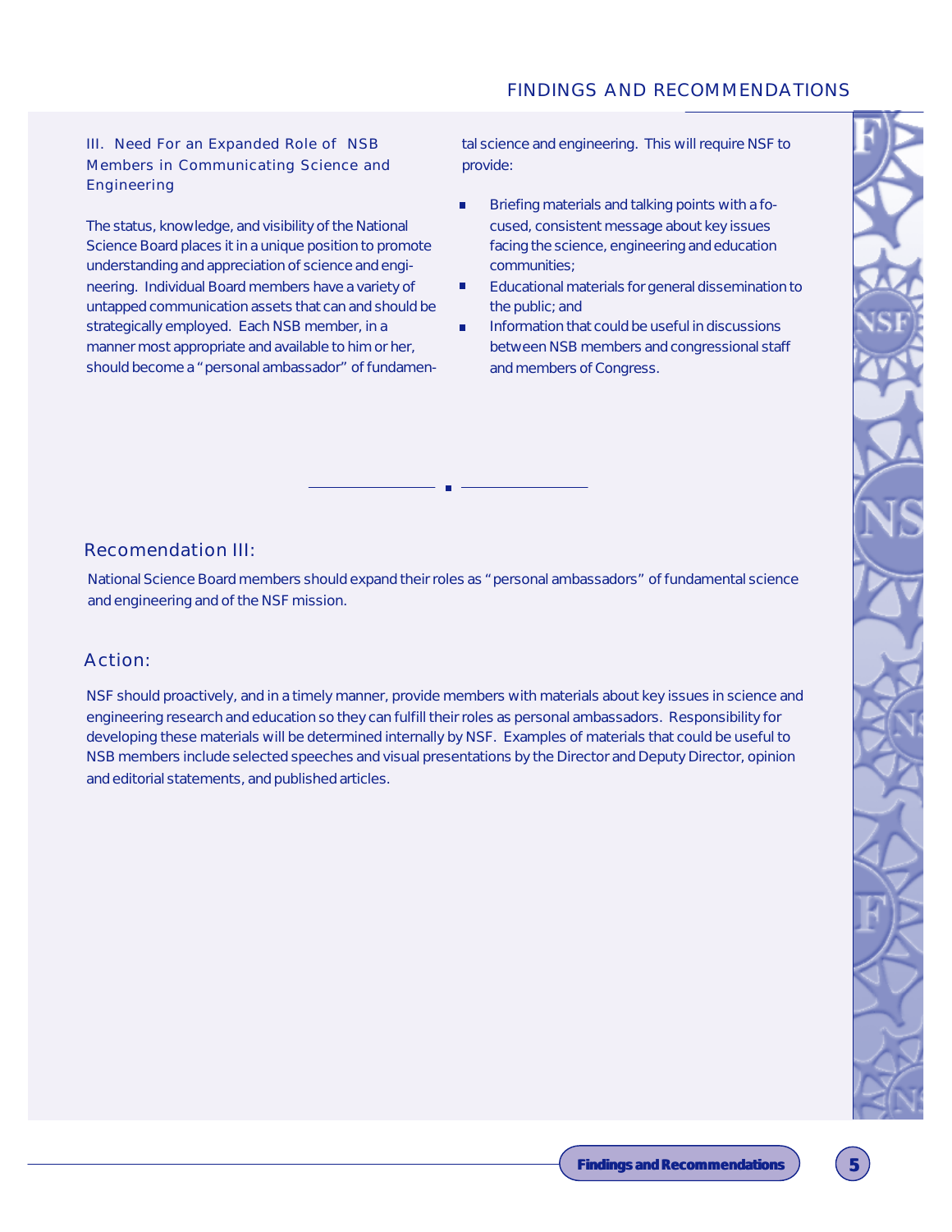### III. Need For an Expanded Role of NSB Members in Communicating Science and Engineering

The status, knowledge, and visibility of the National Science Board places it in a unique position to promote understanding and appreciation of science and engineering. Individual Board members have a variety of untapped communication assets that can and should be strategically employed. Each NSB member, in a manner most appropriate and available to him or her, should become a "personal ambassador" of fundamental science and engineering. This will require NSF to provide:

- Briefing materials and talking points with a focused, consistent message about key issues facing the science, engineering and education communities;
- Educational materials for general dissemination to the public; and
- Information that could be useful in discussions between NSB members and congressional staff and members of Congress.

---

## Recomendation III:

National Science Board members should expand their roles as "personal ambassadors" of fundamental science and engineering and of the NSF mission.

## Action:

NSF should proactively, and in a timely manner, provide members with materials about key issues in science and engineering research and education so they can fulfill their roles as personal ambassadors. Responsibility for developing these materials will be determined internally by NSF. Examples of materials that could be useful to NSB members include selected speeches and visual presentations by the Director and Deputy Director, opinion and editorial statements, and published articles.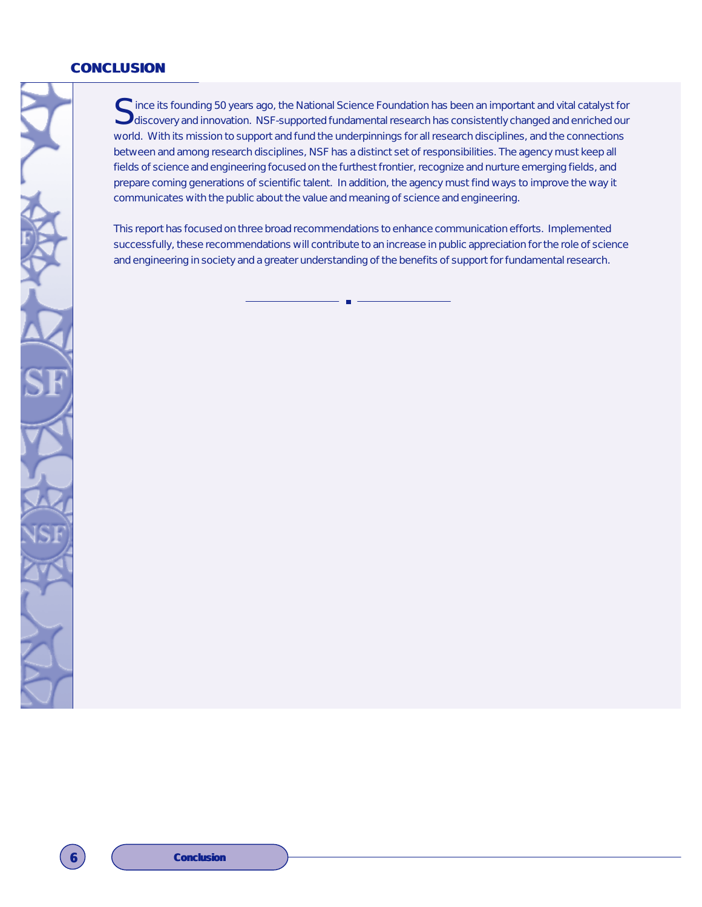# CONCLUSION

Since its founding 50 years ago, the National Science Foundation has been an important and vital catalyst for discovery and innovation. NSF-supported fundamental research has consistently changed and enriched our world. With its mission to support and fund the underpinnings for all research disciplines, and the connections between and among research disciplines, NSF has a distinct set of responsibilities. The agency must keep all fields of science and engineering focused on the furthest frontier, recognize and nurture emerging fields, and prepare coming generations of scientific talent. In addition, the agency must find ways to improve the way it communicates with the public about the value and meaning of science and engineering.

This report has focused on three broad recommendations to enhance communication efforts. Implemented successfully, these recommendations will contribute to an increase in public appreciation for the role of science and engineering in society and a greater understanding of the benefits of support for fundamental research.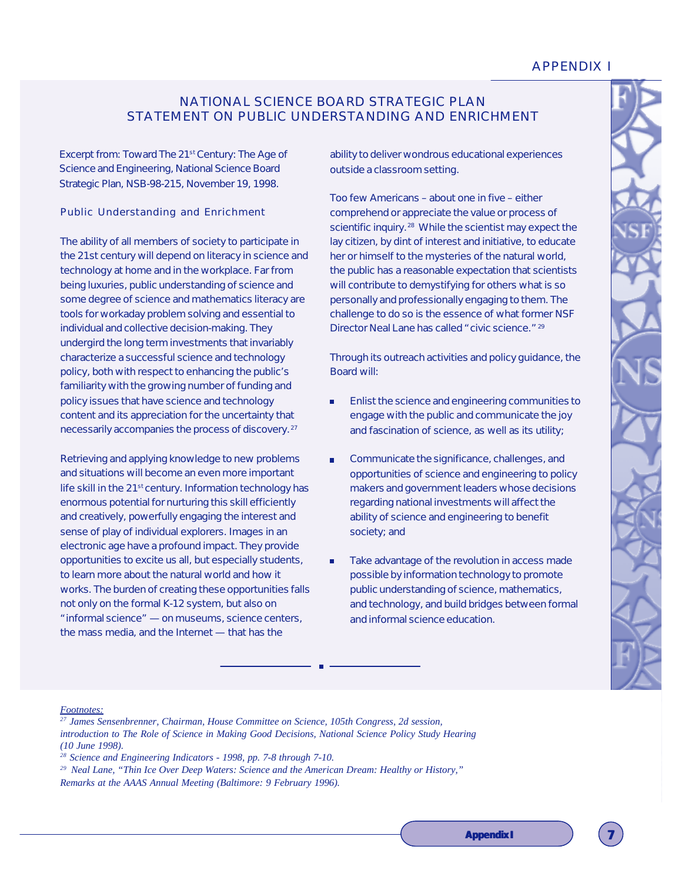# APPENDIX I

## NATIONAL SCIENCE BOARD STRATEGIC PLAN
## STATEMENT ON PUBLIC UNDERSTANDING AND ENRICHMENT

Excerpt from: Toward The 21st Century: The Age of Science and Engineering, National Science Board Strategic Plan, NSB-98-215, November 19, 1998.

### Public Understanding and Enrichment

The ability of all members of society to participate in the 21st century will depend on literacy in science and technology at home and in the workplace. Far from being luxuries, public understanding of science and some degree of science and mathematics literacy are tools for workaday problem solving and essential to individual and collective decision-making. They undergird the long term investments that invariably characterize a successful science and technology policy, both with respect to enhancing the public's familiarity with the growing number of funding and policy issues that have science and technology content and its appreciation for the uncertainty that necessarily accompanies the process of discovery.[27]

Retrieving and applying knowledge to new problems and situations will become an even more important life skill in the 21st century. Information technology has enormous potential for nurturing this skill efficiently and creatively, powerfully engaging the interest and sense of play of individual explorers. Images in an electronic age have a profound impact. They provide opportunities to excite us all, but especially students, to learn more about the natural world and how it works. The burden of creating these opportunities falls not only on the formal K-12 system, but also on "informal science" — on museums, science centers, the mass media, and the Internet — that has the ability to deliver wondrous educational experiences outside a classroom setting.

Too few Americans – about one in five – either comprehend or appreciate the value or process of scientific inquiry.[28] While the scientist may expect the lay citizen, by dint of interest and initiative, to educate her or himself to the mysteries of the natural world, the public has a reasonable expectation that scientists will contribute to demystifying for others what is so personally and professionally engaging to them. The challenge to do so is the essence of what former NSF Director Neal Lane has called "civic science."[29]

Through its outreach activities and policy guidance, the Board will:

- Enlist the science and engineering communities to engage with the public and communicate the joy and fascination of science, as well as its utility;
- Communicate the significance, challenges, and opportunities of science and engineering to policy makers and government leaders whose decisions regarding national investments will affect the ability of science and engineering to benefit society; and
- Take advantage of the revolution in access made possible by information technology to promote public understanding of science, mathematics, and technology, and build bridges between formal and informal science education.

---

*Footnotes:*

*[27] James Sensenbrenner, Chairman, House Committee on Science, 105th Congress, 2d session, introduction to The Role of Science in Making Good Decisions, National Science Policy Study Hearing (10 June 1998).*

*[28] Science and Engineering Indicators - 1998, pp. 7-8 through 7-10.*

*[29] Neal Lane, "Thin Ice Over Deep Waters: Science and the American Dream: Healthy or History," Remarks at the AAAS Annual Meeting (Baltimore: 9 February 1996).*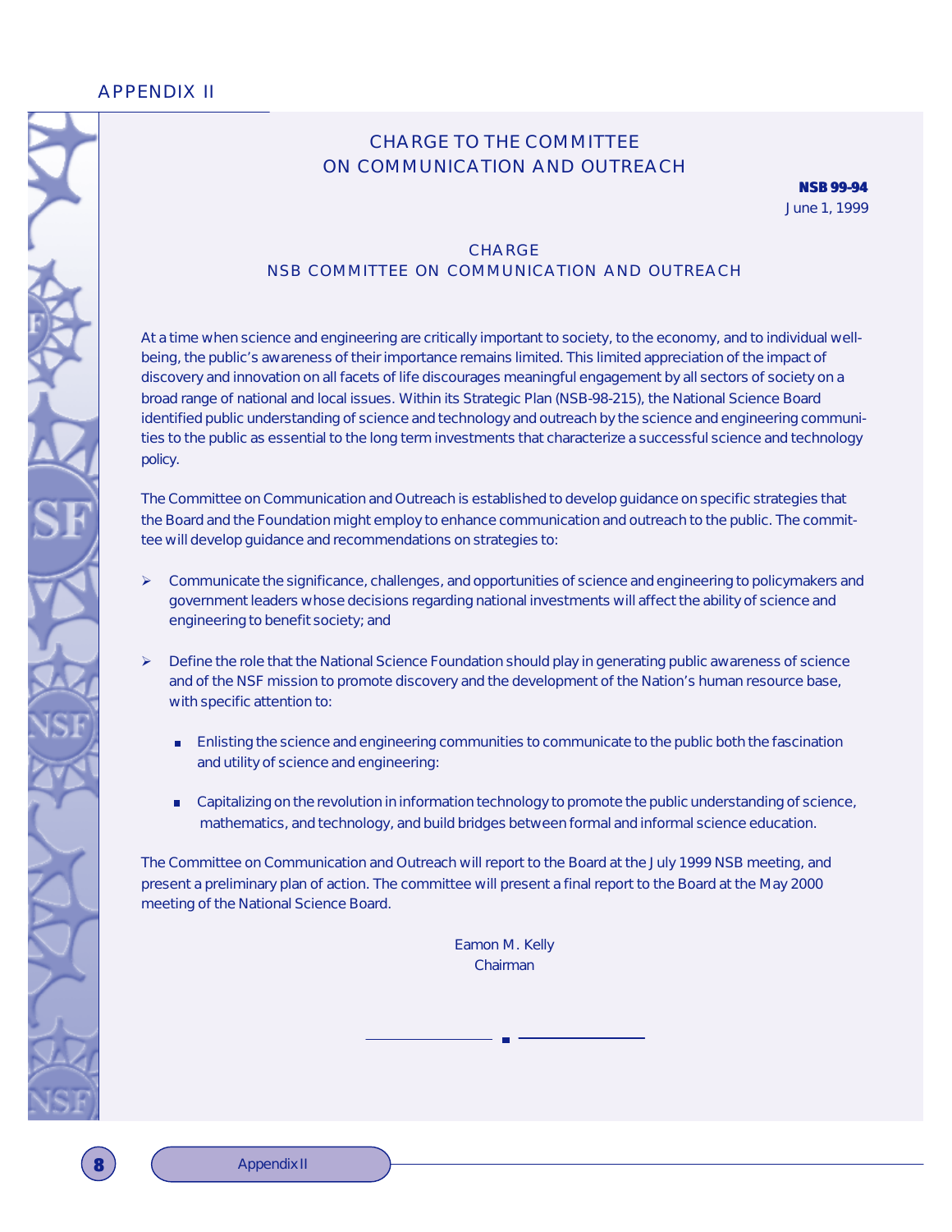# APPENDIX II

## CHARGE TO THE COMMITTEE ON COMMUNICATION AND OUTREACH

**NSB 99-94**
June 1, 1999

### CHARGE
### NSB COMMITTEE ON COMMUNICATION AND OUTREACH

At a time when science and engineering are critically important to society, to the economy, and to individual well-being, the public's awareness of their importance remains limited. This limited appreciation of the impact of discovery and innovation on all facets of life discourages meaningful engagement by all sectors of society on a broad range of national and local issues. Within its Strategic Plan (NSB-98-215), the National Science Board identified public understanding of science and technology and outreach by the science and engineering communities to the public as essential to the long term investments that characterize a successful science and technology policy.

The Committee on Communication and Outreach is established to develop guidance on specific strategies that the Board and the Foundation might employ to enhance communication and outreach to the public. The committee will develop guidance and recommendations on strategies to:

- Communicate the significance, challenges, and opportunities of science and engineering to policymakers and government leaders whose decisions regarding national investments will affect the ability of science and engineering to benefit society; and

- Define the role that the National Science Foundation should play in generating public awareness of science and of the NSF mission to promote discovery and the development of the Nation's human resource base, with specific attention to:

  - Enlisting the science and engineering communities to communicate to the public both the fascination and utility of science and engineering:

  - Capitalizing on the revolution in information technology to promote the public understanding of science, mathematics, and technology, and build bridges between formal and informal science education.

The Committee on Communication and Outreach will report to the Board at the July 1999 NSB meeting, and present a preliminary plan of action. The committee will present a final report to the Board at the May 2000 meeting of the National Science Board.

Eamon M. Kelly
Chairman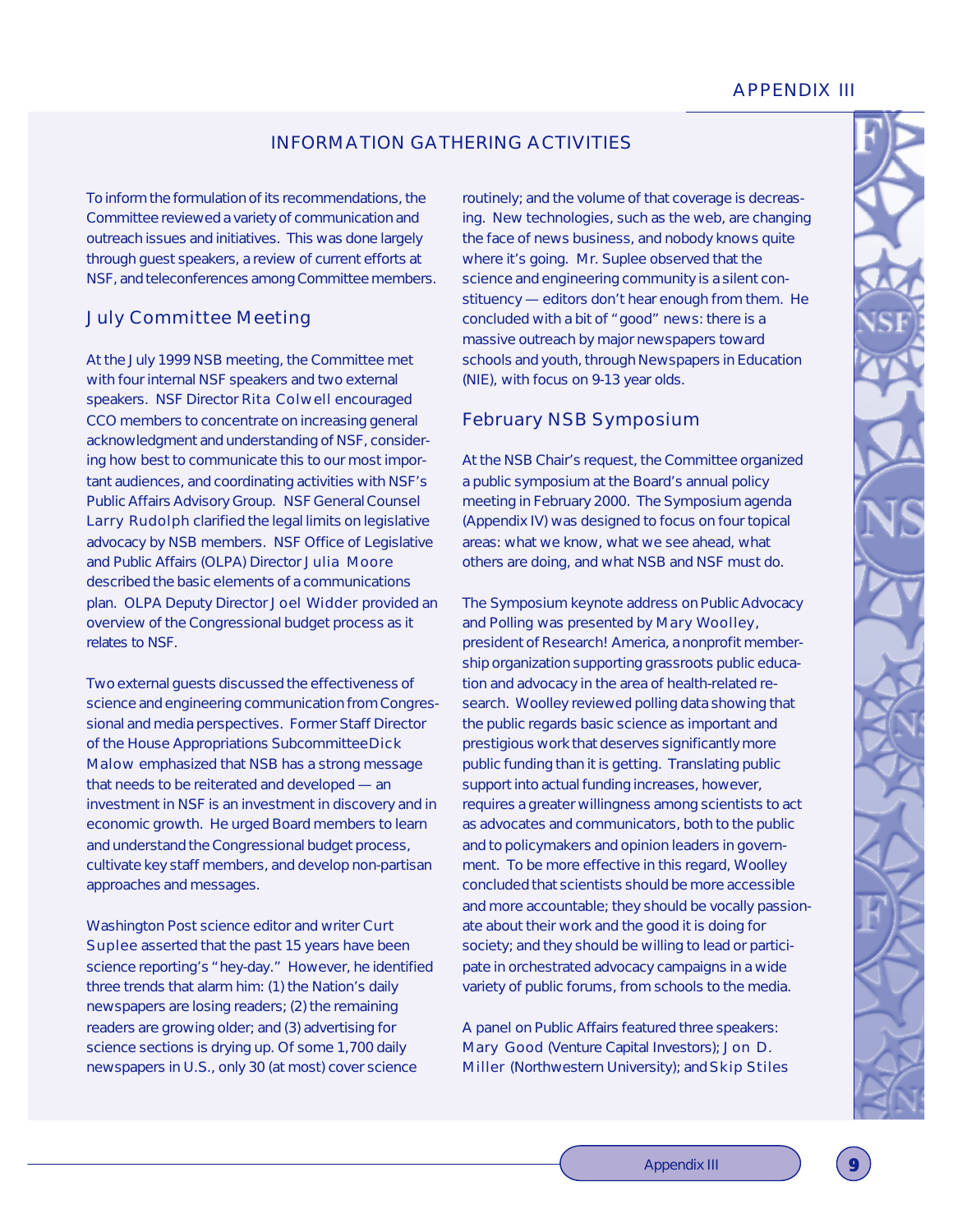# INFORMATION GATHERING ACTIVITIES

To inform the formulation of its recommendations, the Committee reviewed a variety of communication and outreach issues and initiatives. This was done largely through guest speakers, a review of current efforts at NSF, and teleconferences among Committee members.

## July Committee Meeting

At the July 1999 NSB meeting, the Committee met with four internal NSF speakers and two external speakers. NSF Director Rita Colwell encouraged CCO members to concentrate on increasing general acknowledgment and understanding of NSF, considering how best to communicate this to our most important audiences, and coordinating activities with NSF's Public Affairs Advisory Group. NSF General Counsel Larry Rudolph clarified the legal limits on legislative advocacy by NSB members. NSF Office of Legislative and Public Affairs (OLPA) Director Julia Moore described the basic elements of a communications plan. OLPA Deputy Director Joel Widder provided an overview of the Congressional budget process as it relates to NSF.

Two external guests discussed the effectiveness of science and engineering communication from Congressional and media perspectives. Former Staff Director of the House Appropriations Subcommittee Dick Malow emphasized that NSB has a strong message that needs to be reiterated and developed — an investment in NSF is an investment in discovery and in economic growth. He urged Board members to learn and understand the Congressional budget process, cultivate key staff members, and develop non-partisan approaches and messages.

Washington Post science editor and writer Curt Suplee asserted that the past 15 years have been science reporting's "hey-day." However, he identified three trends that alarm him: (1) the Nation's daily newspapers are losing readers; (2) the remaining readers are growing older; and (3) advertising for science sections is drying up. Of some 1,700 daily newspapers in U.S., only 30 (at most) cover science routinely; and the volume of that coverage is decreasing. New technologies, such as the web, are changing the face of news business, and nobody knows quite where it's going. Mr. Suplee observed that the science and engineering community is a silent constituency — editors don't hear enough from them. He concluded with a bit of "good" news: there is a massive outreach by major newspapers toward schools and youth, through Newspapers in Education (NIE), with focus on 9-13 year olds.

## February NSB Symposium

At the NSB Chair's request, the Committee organized a public symposium at the Board's annual policy meeting in February 2000. The Symposium agenda (Appendix IV) was designed to focus on four topical areas: what we know, what we see ahead, what others are doing, and what NSB and NSF must do.

The Symposium keynote address on Public Advocacy and Polling was presented by Mary Woolley, president of Research! America, a nonprofit membership organization supporting grassroots public education and advocacy in the area of health-related research. Woolley reviewed polling data showing that the public regards basic science as important and prestigious work that deserves significantly more public funding than it is getting. Translating public support into actual funding increases, however, requires a greater willingness among scientists to act as advocates and communicators, both to the public and to policymakers and opinion leaders in government. To be more effective in this regard, Woolley concluded that scientists should be more accessible and more accountable; they should be vocally passionate about their work and the good it is doing for society; and they should be willing to lead or participate in orchestrated advocacy campaigns in a wide variety of public forums, from schools to the media.

A panel on Public Affairs featured three speakers: Mary Good (Venture Capital Investors); Jon D. Miller (Northwestern University); and Skip Stiles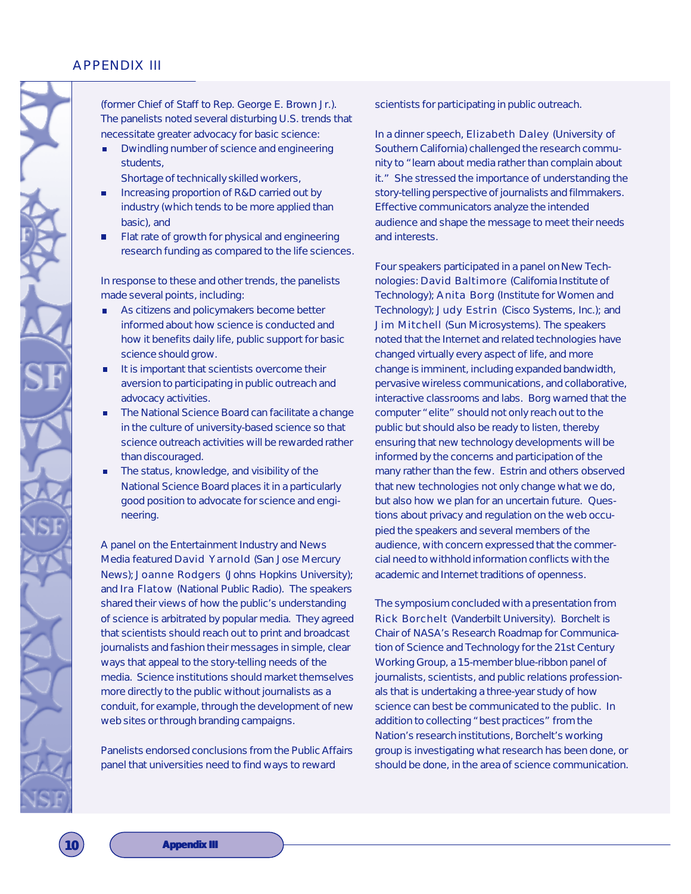(former Chief of Staff to Rep. George E. Brown Jr.). The panelists noted several disturbing U.S. trends that necessitate greater advocacy for basic science:

- Dwindling number of science and engineering students,
  Shortage of technically skilled workers,
- Increasing proportion of R&D carried out by industry (which tends to be more applied than basic), and
- Flat rate of growth for physical and engineering research funding as compared to the life sciences.

In response to these and other trends, the panelists made several points, including:

- As citizens and policymakers become better informed about how science is conducted and how it benefits daily life, public support for basic science should grow.
- It is important that scientists overcome their aversion to participating in public outreach and advocacy activities.
- The National Science Board can facilitate a change in the culture of university-based science so that science outreach activities will be rewarded rather than discouraged.
- The status, knowledge, and visibility of the National Science Board places it in a particularly good position to advocate for science and engineering.

A panel on the Entertainment Industry and News Media featured David Yarnold (San Jose Mercury News); Joanne Rodgers (Johns Hopkins University); and Ira Flatow (National Public Radio). The speakers shared their views of how the public's understanding of science is arbitrated by popular media. They agreed that scientists should reach out to print and broadcast journalists and fashion their messages in simple, clear ways that appeal to the story-telling needs of the media. Science institutions should market themselves more directly to the public without journalists as a conduit, for example, through the development of new web sites or through branding campaigns.

Panelists endorsed conclusions from the Public Affairs panel that universities need to find ways to reward scientists for participating in public outreach.

In a dinner speech, Elizabeth Daley (University of Southern California) challenged the research community to "learn about media rather than complain about it." She stressed the importance of understanding the story-telling perspective of journalists and filmmakers. Effective communicators analyze the intended audience and shape the message to meet their needs and interests.

Four speakers participated in a panel on New Technologies: David Baltimore (California Institute of Technology); Anita Borg (Institute for Women and Technology); Judy Estrin (Cisco Systems, Inc.); and Jim Mitchell (Sun Microsystems). The speakers noted that the Internet and related technologies have changed virtually every aspect of life, and more change is imminent, including expanded bandwidth, pervasive wireless communications, and collaborative, interactive classrooms and labs. Borg warned that the computer "elite" should not only reach out to the public but should also be ready to listen, thereby ensuring that new technology developments will be informed by the concerns and participation of the many rather than the few. Estrin and others observed that new technologies not only change what we do, but also how we plan for an uncertain future. Questions about privacy and regulation on the web occupied the speakers and several members of the audience, with concern expressed that the commercial need to withhold information conflicts with the academic and Internet traditions of openness.

The symposium concluded with a presentation from Rick Borchelt (Vanderbilt University). Borchelt is Chair of NASA's Research Roadmap for Communication of Science and Technology for the 21st Century Working Group, a 15-member blue-ribbon panel of journalists, scientists, and public relations professionals that is undertaking a three-year study of how science can best be communicated to the public. In addition to collecting "best practices" from the Nation's research institutions, Borchelt's working group is investigating what research has been done, or should be done, in the area of science communication.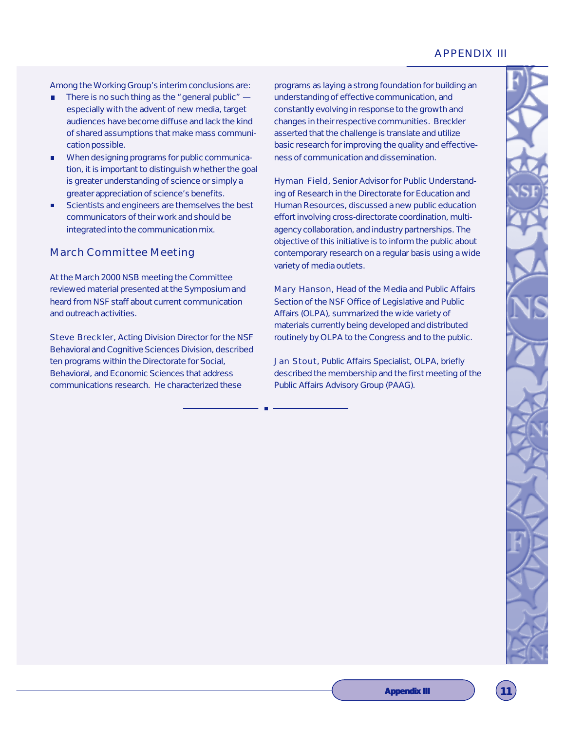Among the Working Group's interim conclusions are:

- There is no such thing as the "general public" — especially with the advent of new media, target audiences have become diffuse and lack the kind of shared assumptions that make mass communication possible.
- When designing programs for public communication, it is important to distinguish whether the goal is greater understanding of science or simply a greater appreciation of science's benefits.
- Scientists and engineers are themselves the best communicators of their work and should be integrated into the communication mix.

## March Committee Meeting

At the March 2000 NSB meeting the Committee reviewed material presented at the Symposium and heard from NSF staff about current communication and outreach activities.

Steve Breckler, Acting Division Director for the NSF Behavioral and Cognitive Sciences Division, described ten programs within the Directorate for Social, Behavioral, and Economic Sciences that address communications research. He characterized these programs as laying a strong foundation for building an understanding of effective communication, and constantly evolving in response to the growth and changes in their respective communities. Breckler asserted that the challenge is translate and utilize basic research for improving the quality and effectiveness of communication and dissemination.

Hyman Field, Senior Advisor for Public Understanding of Research in the Directorate for Education and Human Resources, discussed a new public education effort involving cross-directorate coordination, multi-agency collaboration, and industry partnerships. The objective of this initiative is to inform the public about contemporary research on a regular basis using a wide variety of media outlets.

Mary Hanson, Head of the Media and Public Affairs Section of the NSF Office of Legislative and Public Affairs (OLPA), summarized the wide variety of materials currently being developed and distributed routinely by OLPA to the Congress and to the public.

Jan Stout, Public Affairs Specialist, OLPA, briefly described the membership and the first meeting of the Public Affairs Advisory Group (PAAG).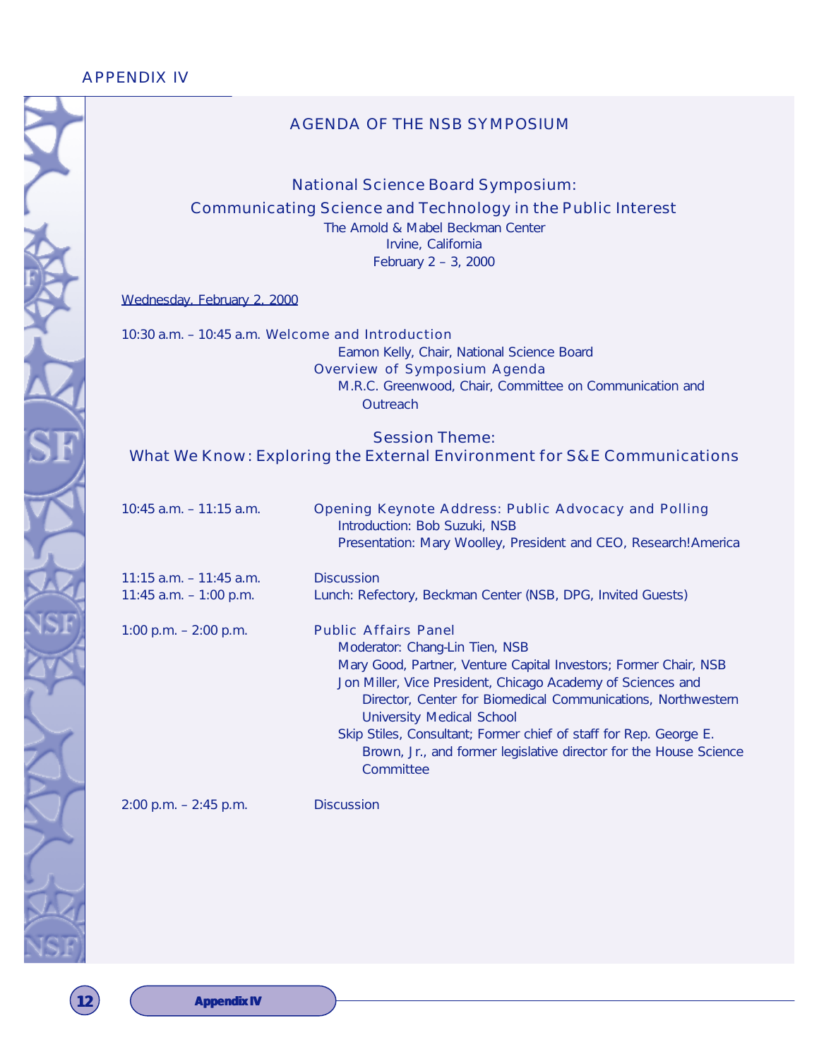## AGENDA OF THE NSB SYMPOSIUM

### National Science Board Symposium: Communicating Science and Technology in the Public Interest

The Arnold & Mabel Beckman Center
Irvine, California
February 2 – 3, 2000

Wednesday, February 2, 2000

10:30 a.m. – 10:45 a.m. Welcome and Introduction
- Eamon Kelly, Chair, National Science Board

Overview of Symposium Agenda
- M.R.C. Greenwood, Chair, Committee on Communication and Outreach

### Session Theme: What We Know: Exploring the External Environment for S&E Communications

10:45 a.m. – 11:15 a.m. Opening Keynote Address: Public Advocacy and Polling
- Introduction: Bob Suzuki, NSB
- Presentation: Mary Woolley, President and CEO, Research!America

11:15 a.m. – 11:45 a.m. Discussion

11:45 a.m. – 1:00 p.m. Lunch: Refectory, Beckman Center (NSB, DPG, Invited Guests)

1:00 p.m. – 2:00 p.m. Public Affairs Panel
- Moderator: Chang-Lin Tien, NSB
- Mary Good, Partner, Venture Capital Investors; Former Chair, NSB
- Jon Miller, Vice President, Chicago Academy of Sciences and Director, Center for Biomedical Communications, Northwestern University Medical School
- Skip Stiles, Consultant; Former chief of staff for Rep. George E. Brown, Jr., and former legislative director for the House Science Committee

2:00 p.m. – 2:45 p.m. Discussion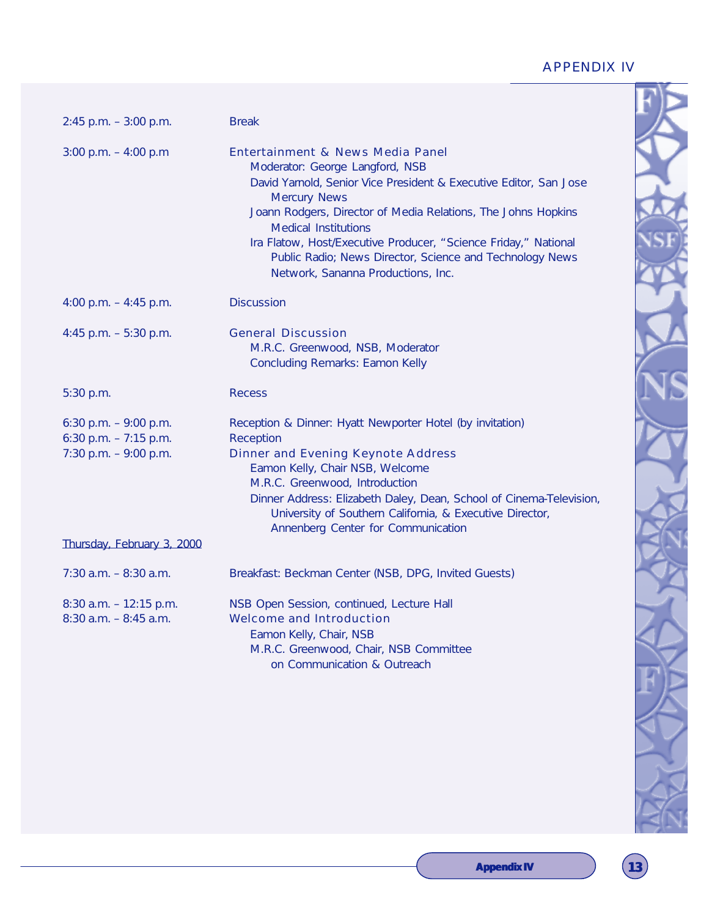| | |
|---|---|
| 2:45 p.m. – 3:00 p.m. | Break |
| 3:00 p.m. – 4:00 p.m | Entertainment & News Media Panel<br>Moderator: George Langford, NSB<br>David Yarnold, Senior Vice President & Executive Editor, San Jose Mercury News<br>Joann Rodgers, Director of Media Relations, The Johns Hopkins Medical Institutions<br>Ira Flatow, Host/Executive Producer, "Science Friday," National Public Radio; News Director, Science and Technology News Network, Sananna Productions, Inc. |
| 4:00 p.m. – 4:45 p.m. | Discussion |
| 4:45 p.m. – 5:30 p.m. | General Discussion<br>M.R.C. Greenwood, NSB, Moderator<br>Concluding Remarks: Eamon Kelly |
| 5:30 p.m. | Recess |
| 6:30 p.m. – 9:00 p.m. | Reception & Dinner: Hyatt Newporter Hotel (by invitation) |
| 6:30 p.m. – 7:15 p.m. | Reception |
| 7:30 p.m. – 9:00 p.m. | Dinner and Evening Keynote Address<br>Eamon Kelly, Chair NSB, Welcome<br>M.R.C. Greenwood, Introduction<br>Dinner Address: Elizabeth Daley, Dean, School of Cinema-Television, University of Southern California, & Executive Director, Annenberg Center for Communication |

Thursday, February 3, 2000

| | |
|---|---|
| 7:30 a.m. – 8:30 a.m. | Breakfast: Beckman Center (NSB, DPG, Invited Guests) |
| 8:30 a.m. – 12:15 p.m. | NSB Open Session, continued, Lecture Hall |
| 8:30 a.m. – 8:45 a.m. | Welcome and Introduction<br>Eamon Kelly, Chair, NSB<br>M.R.C. Greenwood, Chair, NSB Committee on Communication & Outreach |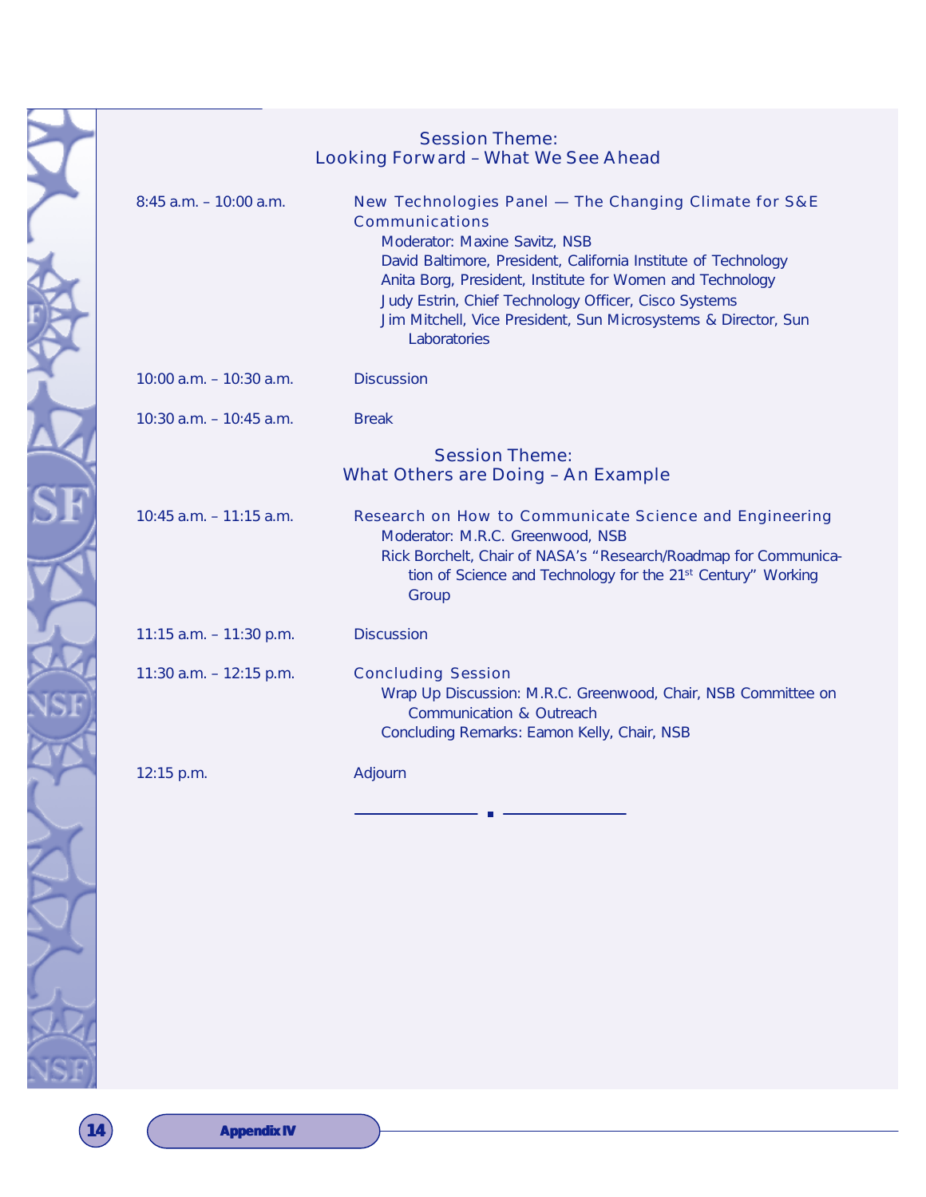## Session Theme:
## Looking Forward – What We See Ahead

8:45 a.m. – 10:00 a.m. — **New Technologies Panel — The Changing Climate for S&E Communications**

- Moderator: Maxine Savitz, NSB
- David Baltimore, President, California Institute of Technology
- Anita Borg, President, Institute for Women and Technology
- Judy Estrin, Chief Technology Officer, Cisco Systems
- Jim Mitchell, Vice President, Sun Microsystems & Director, Sun Laboratories

10:00 a.m. – 10:30 a.m. — Discussion

10:30 a.m. – 10:45 a.m. — Break

## Session Theme:
## What Others are Doing – An Example

10:45 a.m. – 11:15 a.m. — **Research on How to Communicate Science and Engineering**

- Moderator: M.R.C. Greenwood, NSB
- Rick Borchelt, Chair of NASA's "Research/Roadmap for Communication of Science and Technology for the 21st Century" Working Group

11:15 a.m. – 11:30 p.m. — Discussion

11:30 a.m. – 12:15 p.m. — **Concluding Session**

- Wrap Up Discussion: M.R.C. Greenwood, Chair, NSB Committee on Communication & Outreach
- Concluding Remarks: Eamon Kelly, Chair, NSB

12:15 p.m. — Adjourn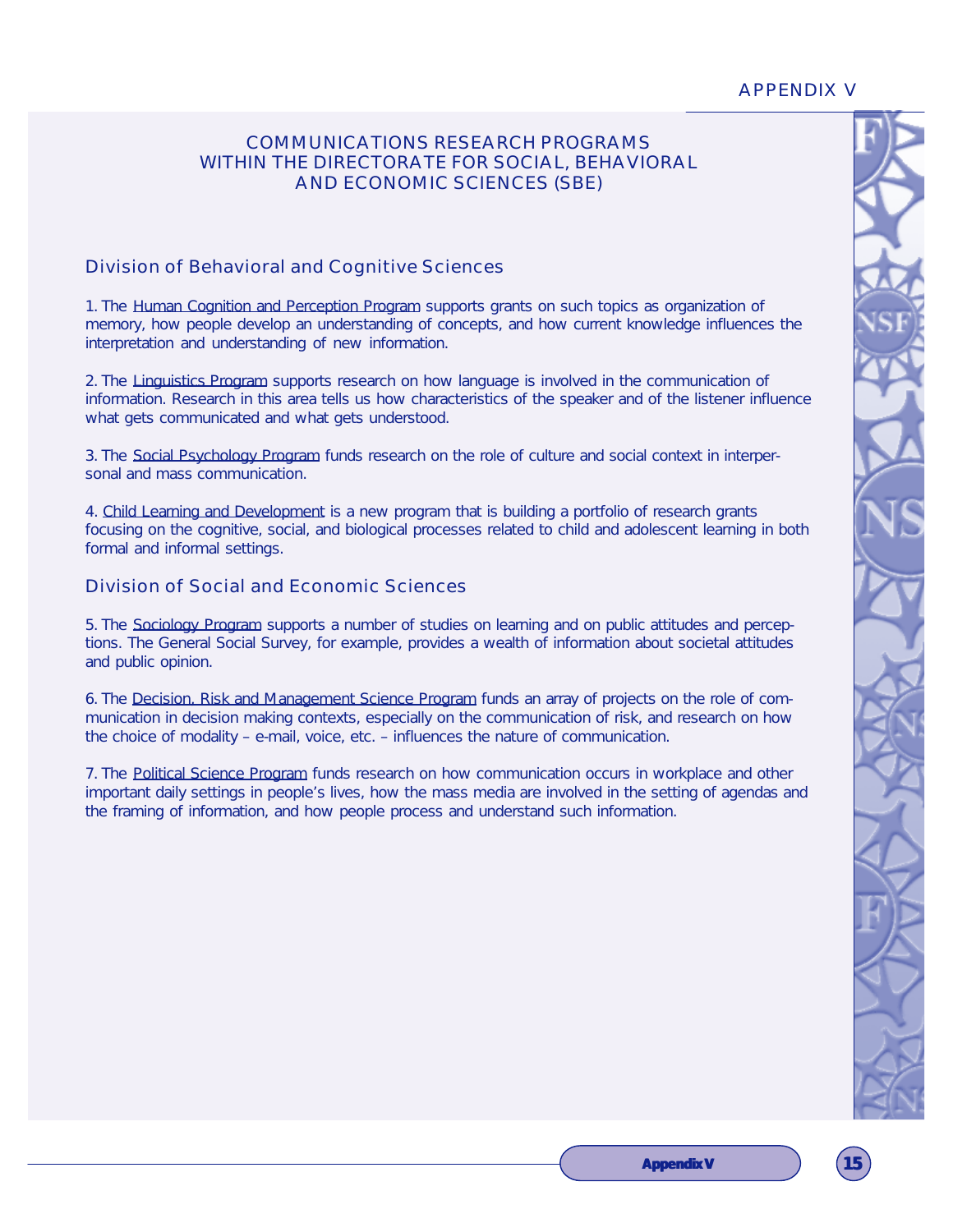# APPENDIX V

## COMMUNICATIONS RESEARCH PROGRAMS WITHIN THE DIRECTORATE FOR SOCIAL, BEHAVIORAL AND ECONOMIC SCIENCES (SBE)

### Division of Behavioral and Cognitive Sciences

1. The Human Cognition and Perception Program supports grants on such topics as organization of memory, how people develop an understanding of concepts, and how current knowledge influences the interpretation and understanding of new information.

2. The Linguistics Program supports research on how language is involved in the communication of information. Research in this area tells us how characteristics of the speaker and of the listener influence what gets communicated and what gets understood.

3. The Social Psychology Program funds research on the role of culture and social context in interpersonal and mass communication.

4. Child Learning and Development is a new program that is building a portfolio of research grants focusing on the cognitive, social, and biological processes related to child and adolescent learning in both formal and informal settings.

### Division of Social and Economic Sciences

5. The Sociology Program supports a number of studies on learning and on public attitudes and perceptions. The General Social Survey, for example, provides a wealth of information about societal attitudes and public opinion.

6. The Decision, Risk and Management Science Program funds an array of projects on the role of communication in decision making contexts, especially on the communication of risk, and research on how the choice of modality – e-mail, voice, etc. – influences the nature of communication.

7. The Political Science Program funds research on how communication occurs in workplace and other important daily settings in people's lives, how the mass media are involved in the setting of agendas and the framing of information, and how people process and understand such information.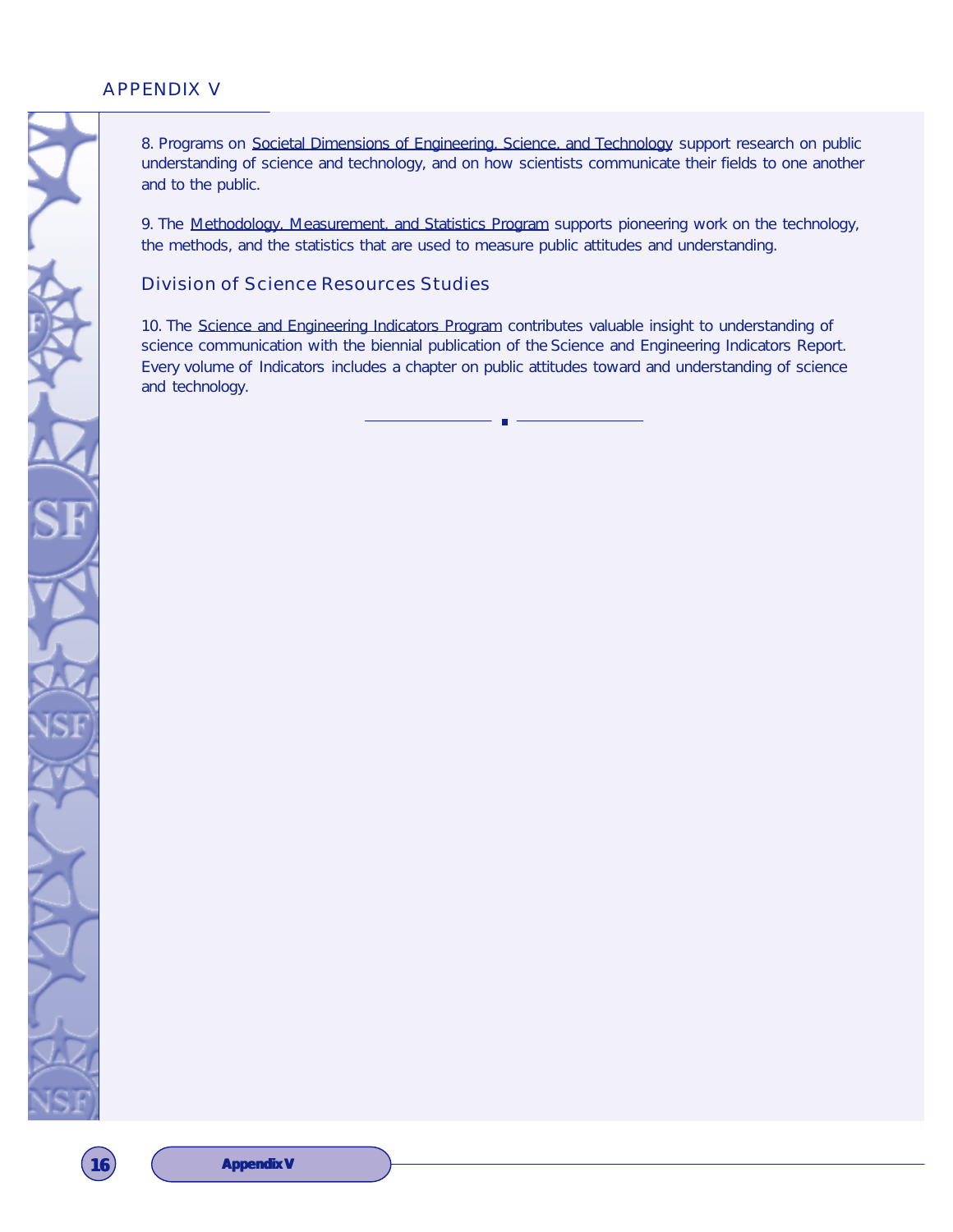8. Programs on <u>Societal Dimensions of Engineering, Science, and Technology</u> support research on public understanding of science and technology, and on how scientists communicate their fields to one another and to the public.

9. The <u>Methodology, Measurement, and Statistics Program</u> supports pioneering work on the technology, the methods, and the statistics that are used to measure public attitudes and understanding.

## Division of Science Resources Studies

10. The <u>Science and Engineering Indicators Program</u> contributes valuable insight to understanding of science communication with the biennial publication of the Science and Engineering Indicators Report. Every volume of Indicators includes a chapter on public attitudes toward and understanding of science and technology.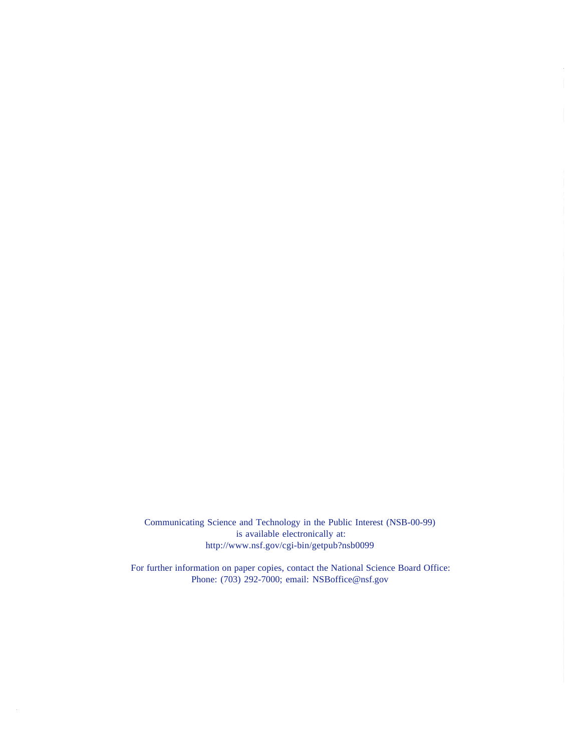Communicating Science and Technology in the Public Interest (NSB-00-99)
is available electronically at:
http://www.nsf.gov/cgi-bin/getpub?nsb0099

For further information on paper copies, contact the National Science Board Office:
Phone: (703) 292-7000; email: NSBoffice@nsf.gov